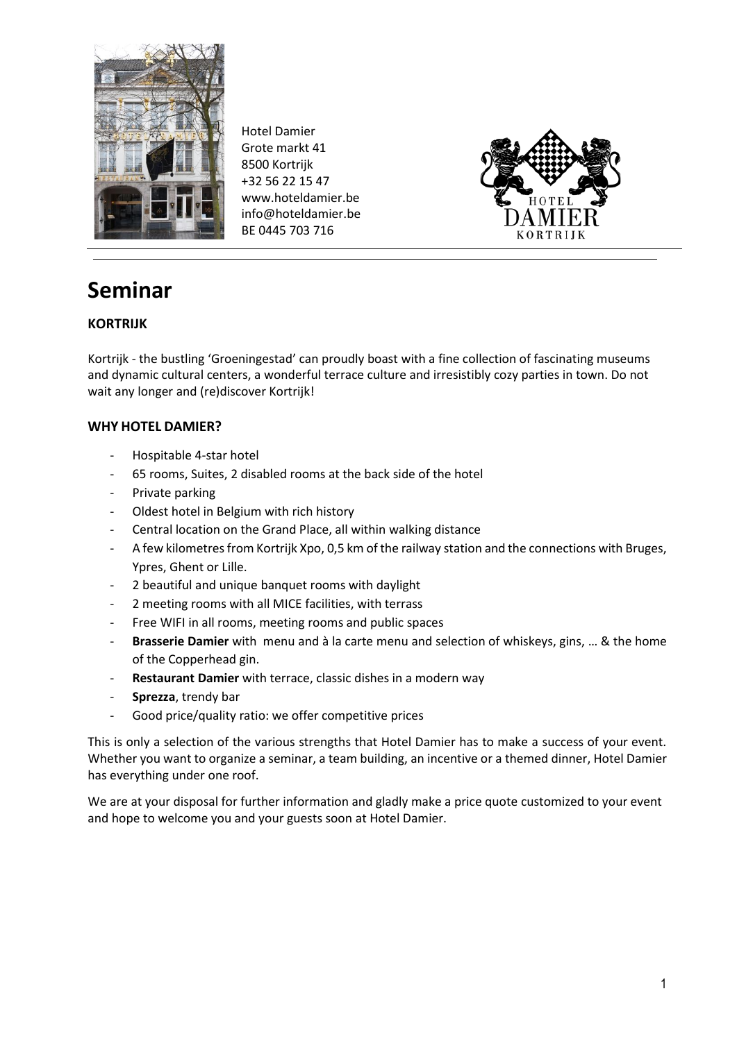Hotel Damier
Grote markt 41
8500 Kortrijk
+32 56 22 15 47
www.hoteldamier.be
info@hoteldamier.be
BE 0445 703 716

# Seminar

**KORTRIJK**

Kortrijk - the bustling 'Groeningestad' can proudly boast with a fine collection of fascinating museums and dynamic cultural centers, a wonderful terrace culture and irresistibly cozy parties in town. Do not wait any longer and (re)discover Kortrijk!

**WHY HOTEL DAMIER?**

- Hospitable 4-star hotel
- 65 rooms, Suites, 2 disabled rooms at the back side of the hotel
- Private parking
- Oldest hotel in Belgium with rich history
- Central location on the Grand Place, all within walking distance
- A few kilometres from Kortrijk Xpo, 0,5 km of the railway station and the connections with Bruges, Ypres, Ghent or Lille.
- 2 beautiful and unique banquet rooms with daylight
- 2 meeting rooms with all MICE facilities, with terrass
- Free WIFI in all rooms, meeting rooms and public spaces
- **Brasserie Damier** with menu and à la carte menu and selection of whiskeys, gins, … & the home of the Copperhead gin.
- **Restaurant Damier** with terrace, classic dishes in a modern way
- **Sprezza**, trendy bar
- Good price/quality ratio: we offer competitive prices

This is only a selection of the various strengths that Hotel Damier has to make a success of your event. Whether you want to organize a seminar, a team building, an incentive or a themed dinner, Hotel Damier has everything under one roof.

We are at your disposal for further information and gladly make a price quote customized to your event and hope to welcome you and your guests soon at Hotel Damier.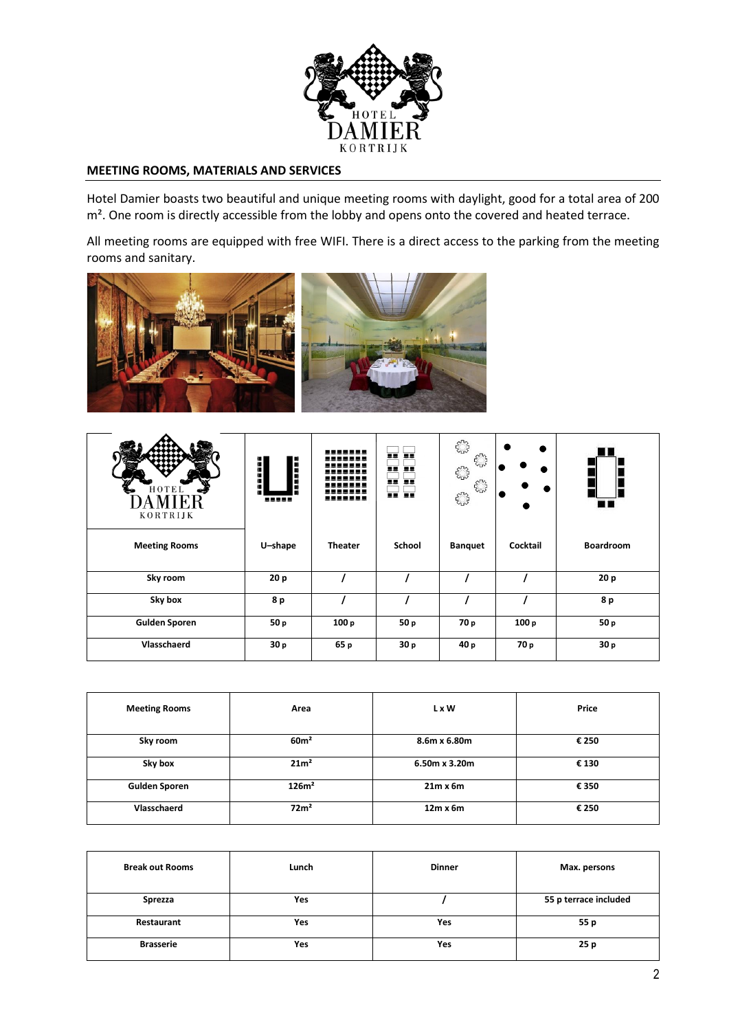## MEETING ROOMS, MATERIALS AND SERVICES

Hotel Damier boasts two beautiful and unique meeting rooms with daylight, good for a total area of 200 m². One room is directly accessible from the lobby and opens onto the covered and heated terrace.

All meeting rooms are equipped with free WIFI. There is a direct access to the parking from the meeting rooms and sanitary.

| Meeting Rooms | U–shape | Theater | School | Banquet | Cocktail | Boardroom |
|---|---|---|---|---|---|---|
| Sky room | 20 p | / | / | / | / | 20 p |
| Sky box | 8 p | / | / | / | / | 8 p |
| Gulden Sporen | 50 p | 100 p | 50 p | 70 p | 100 p | 50 p |
| Vlasschaerd | 30 p | 65 p | 30 p | 40 p | 70 p | 30 p |

| Meeting Rooms | Area | L x W | Price |
|---|---|---|---|
| Sky room | 60m² | 8.6m x 6.80m | € 250 |
| Sky box | 21m² | 6.50m x 3.20m | € 130 |
| Gulden Sporen | 126m² | 21m x 6m | € 350 |
| Vlasschaerd | 72m² | 12m x 6m | € 250 |

| Break out Rooms | Lunch | Dinner | Max. persons |
|---|---|---|---|
| Sprezza | Yes | / | 55 p terrace included |
| Restaurant | Yes | Yes | 55 p |
| Brasserie | Yes | Yes | 25 p |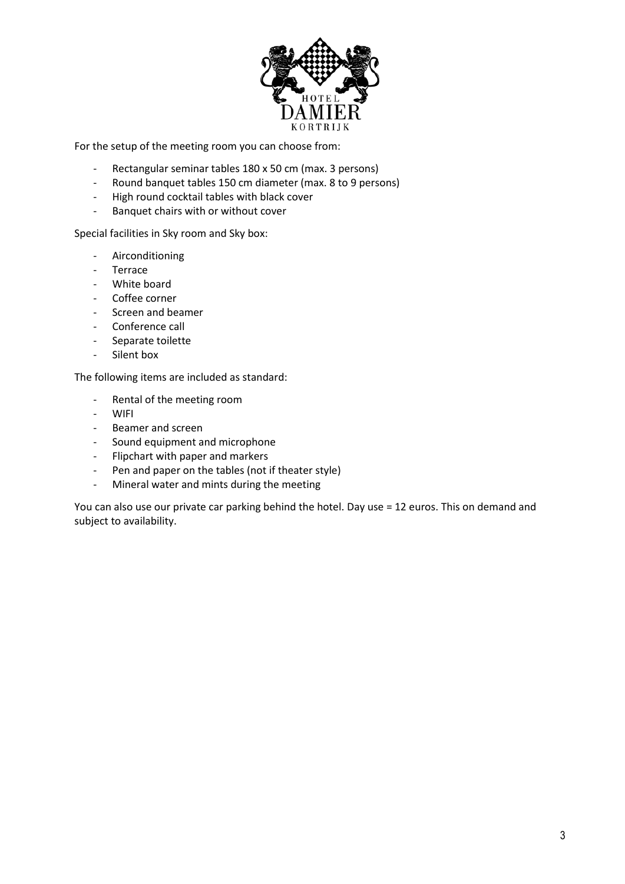For the setup of the meeting room you can choose from:

- Rectangular seminar tables 180 x 50 cm (max. 3 persons)
- Round banquet tables 150 cm diameter (max. 8 to 9 persons)
- High round cocktail tables with black cover
- Banquet chairs with or without cover

Special facilities in Sky room and Sky box:

- Airconditioning
- Terrace
- White board
- Coffee corner
- Screen and beamer
- Conference call
- Separate toilette
- Silent box

The following items are included as standard:

- Rental of the meeting room
- WIFI
- Beamer and screen
- Sound equipment and microphone
- Flipchart with paper and markers
- Pen and paper on the tables (not if theater style)
- Mineral water and mints during the meeting

You can also use our private car parking behind the hotel. Day use = 12 euros. This on demand and subject to availability.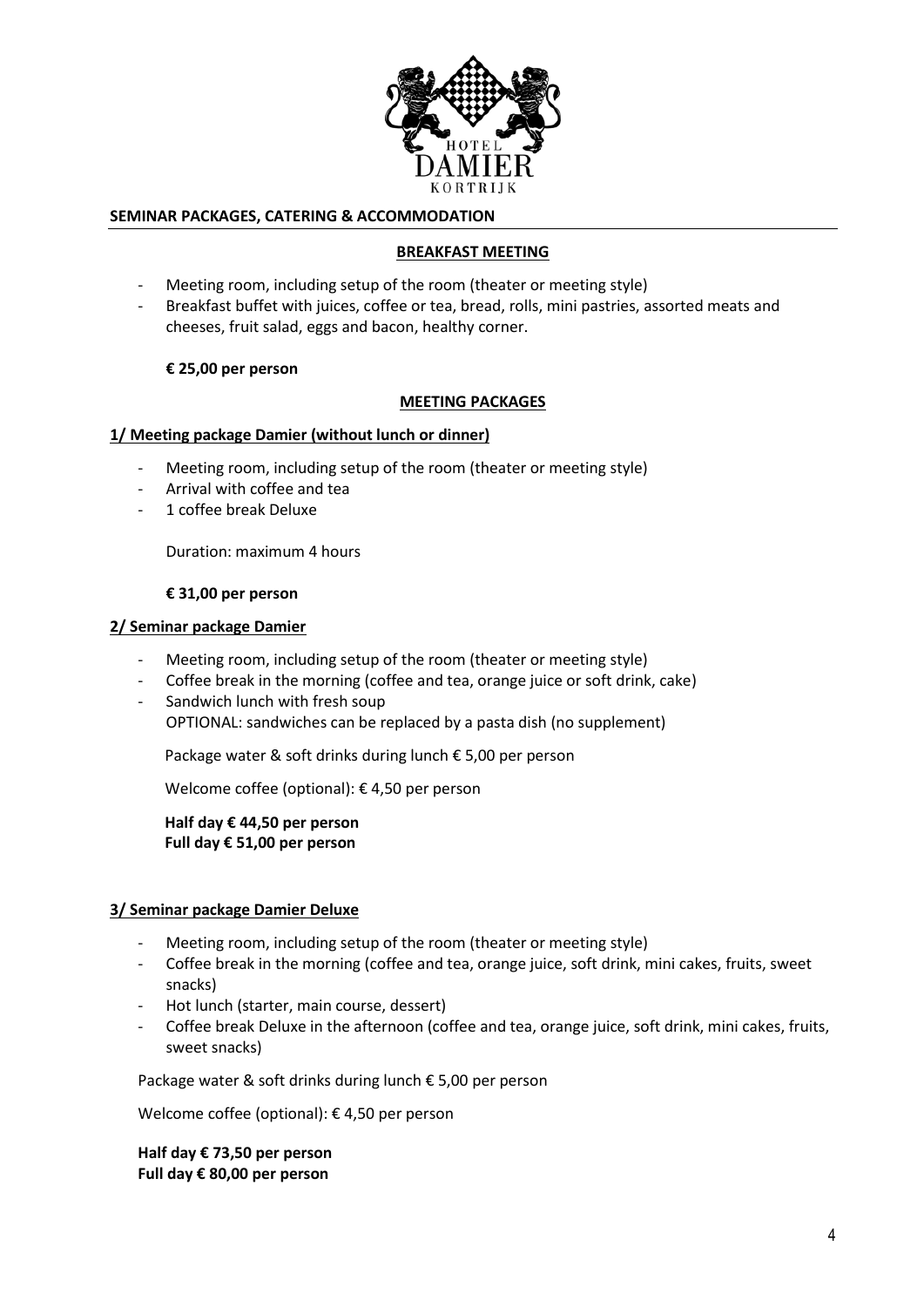HOTEL DAMIER KORTRIJK

## SEMINAR PACKAGES, CATERING & ACCOMMODATION

### BREAKFAST MEETING

- Meeting room, including setup of the room (theater or meeting style)
- Breakfast buffet with juices, coffee or tea, bread, rolls, mini pastries, assorted meats and cheeses, fruit salad, eggs and bacon, healthy corner.

**€ 25,00 per person**

### MEETING PACKAGES

#### 1/ Meeting package Damier (without lunch or dinner)

- Meeting room, including setup of the room (theater or meeting style)
- Arrival with coffee and tea
- 1 coffee break Deluxe

Duration: maximum 4 hours

**€ 31,00 per person**

#### 2/ Seminar package Damier

- Meeting room, including setup of the room (theater or meeting style)
- Coffee break in the morning (coffee and tea, orange juice or soft drink, cake)
- Sandwich lunch with fresh soup
  OPTIONAL: sandwiches can be replaced by a pasta dish (no supplement)

Package water & soft drinks during lunch € 5,00 per person

Welcome coffee (optional): € 4,50 per person

**Half day € 44,50 per person**
**Full day € 51,00 per person**

#### 3/ Seminar package Damier Deluxe

- Meeting room, including setup of the room (theater or meeting style)
- Coffee break in the morning (coffee and tea, orange juice, soft drink, mini cakes, fruits, sweet snacks)
- Hot lunch (starter, main course, dessert)
- Coffee break Deluxe in the afternoon (coffee and tea, orange juice, soft drink, mini cakes, fruits, sweet snacks)

Package water & soft drinks during lunch € 5,00 per person

Welcome coffee (optional): € 4,50 per person

**Half day € 73,50 per person**
**Full day € 80,00 per person**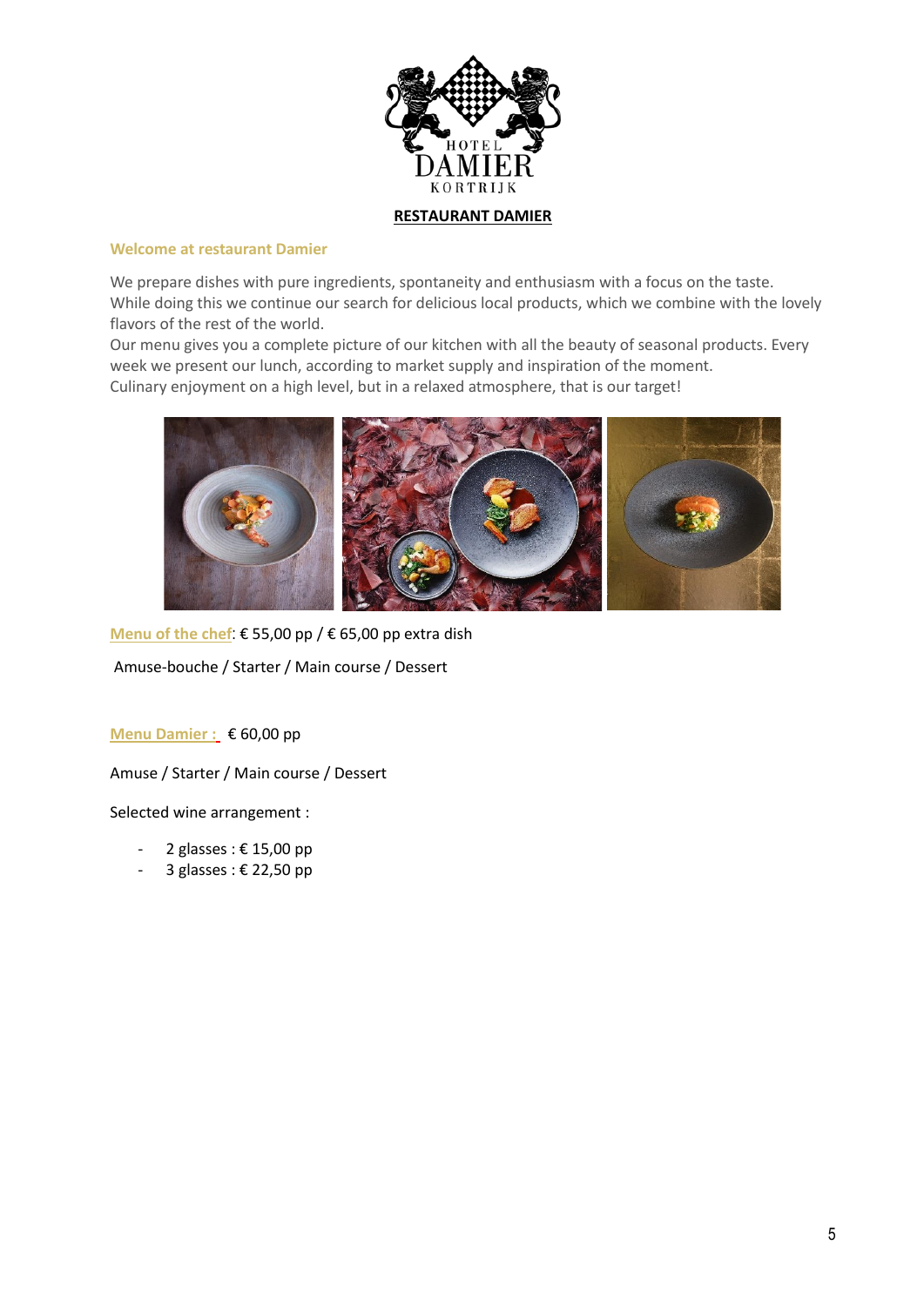HOTEL DAMIER KORTRIJK

# RESTAURANT DAMIER

## Welcome at restaurant Damier

We prepare dishes with pure ingredients, spontaneity and enthusiasm with a focus on the taste.
While doing this we continue our search for delicious local products, which we combine with the lovely flavors of the rest of the world.
Our menu gives you a complete picture of our kitchen with all the beauty of seasonal products. Every week we present our lunch, according to market supply and inspiration of the moment.
Culinary enjoyment on a high level, but in a relaxed atmosphere, that is our target!

**Menu of the chef**: € 55,00 pp / € 65,00 pp extra dish

Amuse-bouche / Starter / Main course / Dessert

**Menu Damier :** € 60,00 pp

Amuse / Starter / Main course / Dessert

Selected wine arrangement :

- 2 glasses : € 15,00 pp
- 3 glasses : € 22,50 pp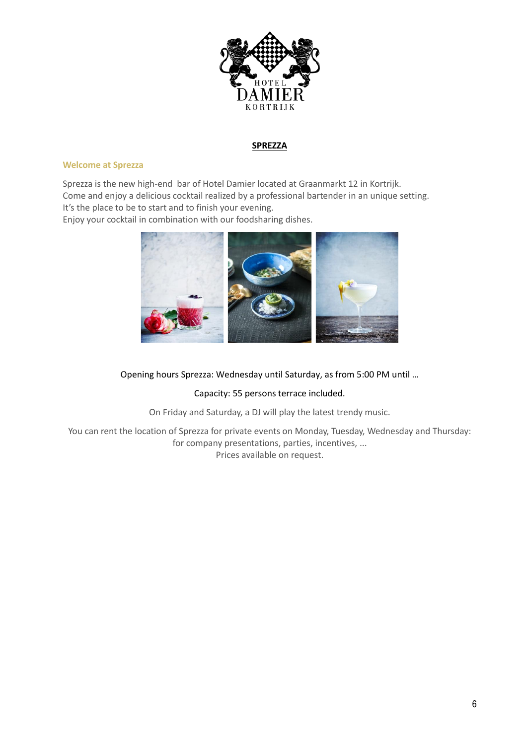HOTEL
DAMIER
KORTRIJK

# SPREZZA

## Welcome at Sprezza

Sprezza is the new high-end bar of Hotel Damier located at Graanmarkt 12 in Kortrijk.
Come and enjoy a delicious cocktail realized by a professional bartender in an unique setting.
It's the place to be to start and to finish your evening.
Enjoy your cocktail in combination with our foodsharing dishes.

Opening hours Sprezza: Wednesday until Saturday, as from 5:00 PM until …

Capacity: 55 persons terrace included.

On Friday and Saturday, a DJ will play the latest trendy music.

You can rent the location of Sprezza for private events on Monday, Tuesday, Wednesday and Thursday: for company presentations, parties, incentives, ...
Prices available on request.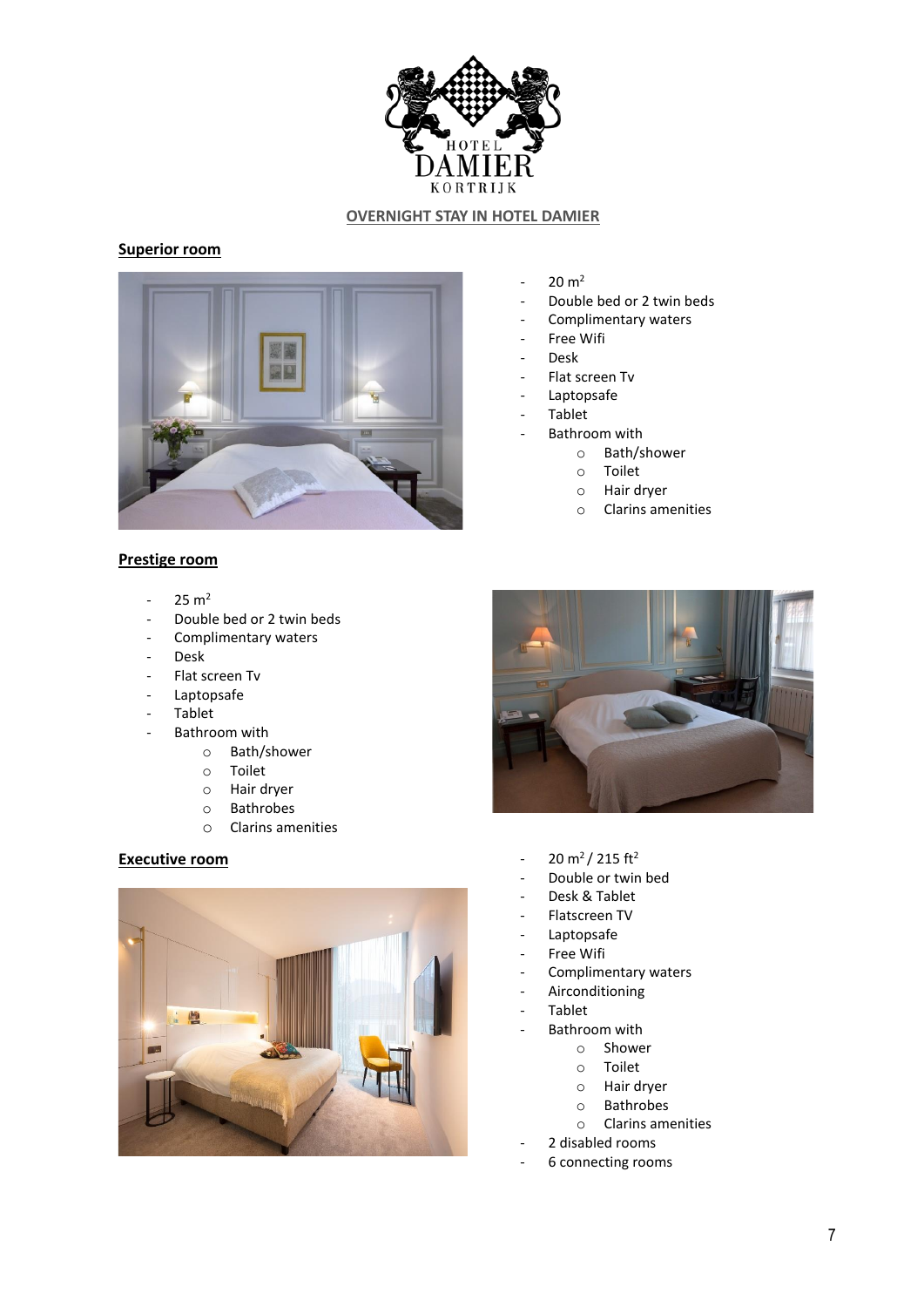HOTEL
DAMIER
KORTRIJK

## OVERNIGHT STAY IN HOTEL DAMIER

### Superior room

- 20 $m^2$
- Double bed or 2 twin beds
- Complimentary waters
- Free Wifi
- Desk
- Flat screen Tv
- Laptopsafe
- Tablet
- Bathroom with
  - Bath/shower
  - Toilet
  - Hair dryer
  - Clarins amenities

### Prestige room

- 25 $m^2$
- Double bed or 2 twin beds
- Complimentary waters
- Desk
- Flat screen Tv
- Laptopsafe
- Tablet
- Bathroom with
  - Bath/shower
  - Toilet
  - Hair dryer
  - Bathrobes
  - Clarins amenities

### Executive room

- 20 $m^2$ / 215 $ft^2$
- Double or twin bed
- Desk & Tablet
- Flatscreen TV
- Laptopsafe
- Free Wifi
- Complimentary waters
- Airconditioning
- Tablet
- Bathroom with
  - Shower
  - Toilet
  - Hair dryer
  - Bathrobes
  - Clarins amenities
- 2 disabled rooms
- 6 connecting rooms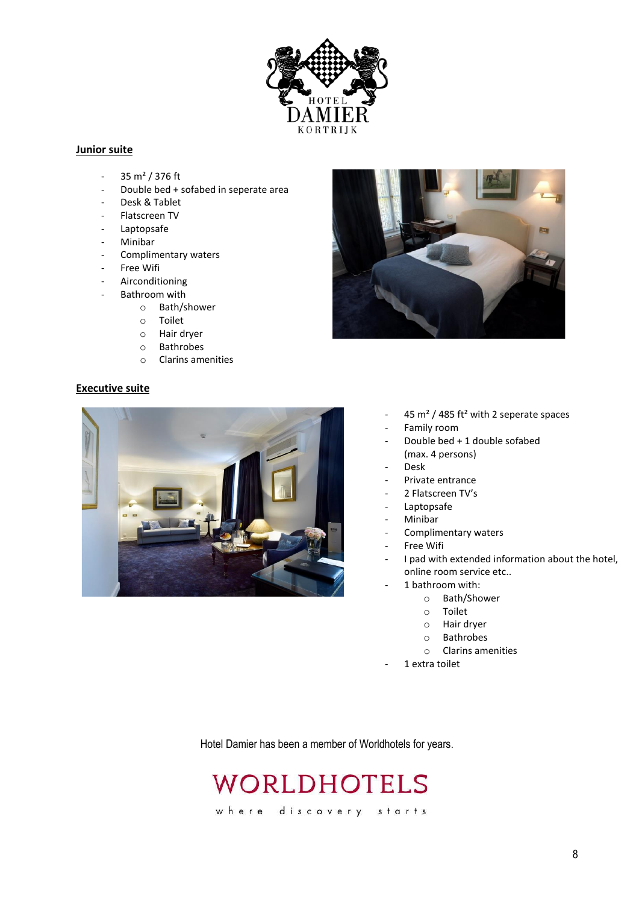HOTEL DAMIER KORTRIJK

## Junior suite

- 35 m² / 376 ft
- Double bed + sofabed in seperate area
- Desk & Tablet
- Flatscreen TV
- Laptopsafe
- Minibar
- Complimentary waters
- Free Wifi
- Airconditioning
- Bathroom with
    - Bath/shower
    - Toilet
    - Hair dryer
    - Bathrobes
    - Clarins amenities

## Executive suite

- 45 m² / 485 ft² with 2 seperate spaces
- Family room
- Double bed + 1 double sofabed (max. 4 persons)
- Desk
- Private entrance
- 2 Flatscreen TV's
- Laptopsafe
- Minibar
- Complimentary waters
- Free Wifi
- I pad with extended information about the hotel, online room service etc..
- 1 bathroom with:
    - Bath/Shower
    - Toilet
    - Hair dryer
    - Bathrobes
    - Clarins amenities
- 1 extra toilet

Hotel Damier has been a member of Worldhotels for years.

WORLDHOTELS

where discovery starts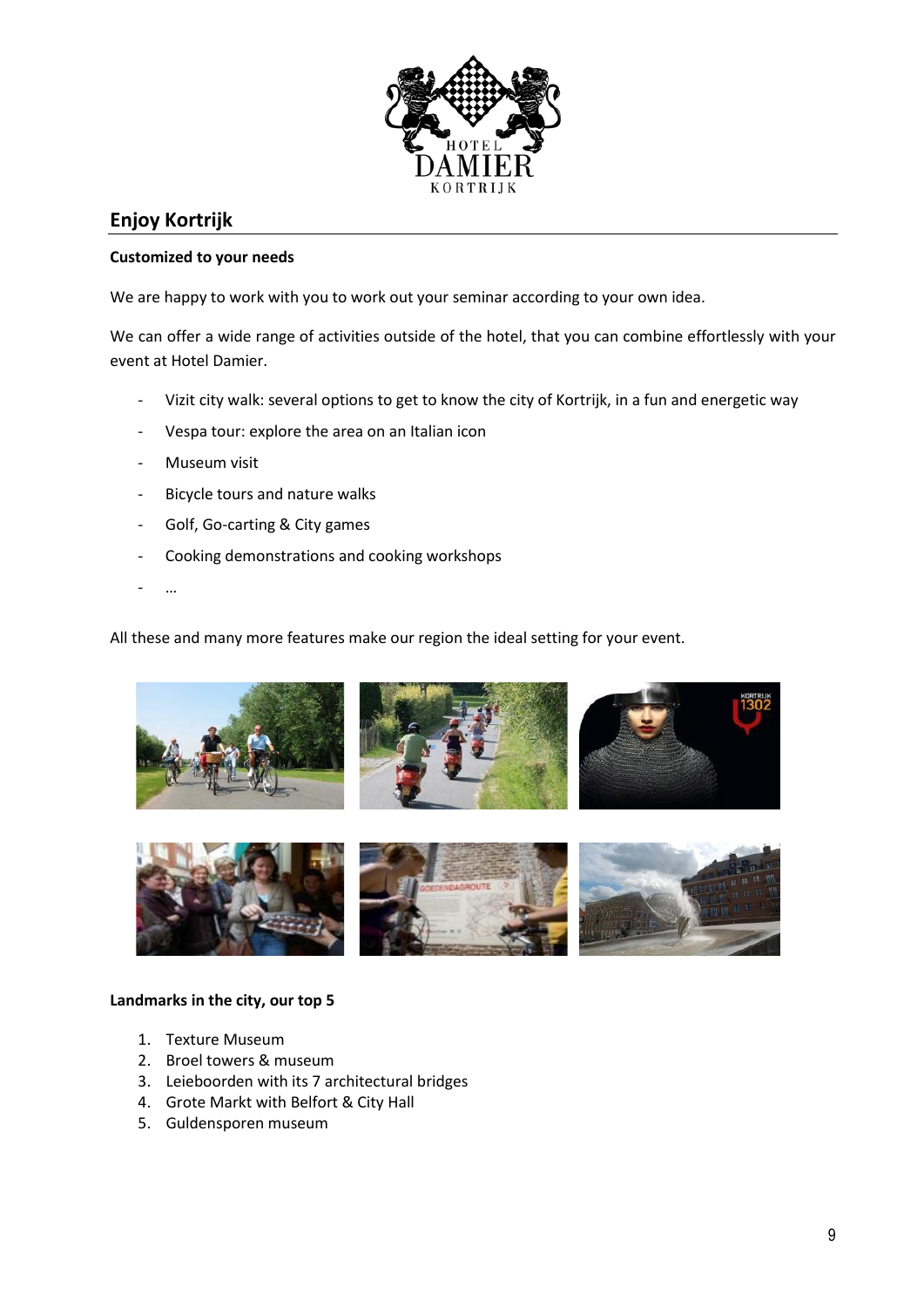## Enjoy Kortrijk

**Customized to your needs**

We are happy to work with you to work out your seminar according to your own idea.

We can offer a wide range of activities outside of the hotel, that you can combine effortlessly with your event at Hotel Damier.

- Vizit city walk: several options to get to know the city of Kortrijk, in a fun and energetic way
- Vespa tour: explore the area on an Italian icon
- Museum visit
- Bicycle tours and nature walks
- Golf, Go-carting & City games
- Cooking demonstrations and cooking workshops
- …

All these and many more features make our region the ideal setting for your event.

**Landmarks in the city, our top 5**

1. Texture Museum
2. Broel towers & museum
3. Leieboorden with its 7 architectural bridges
4. Grote Markt with Belfort & City Hall
5. Guldensporen museum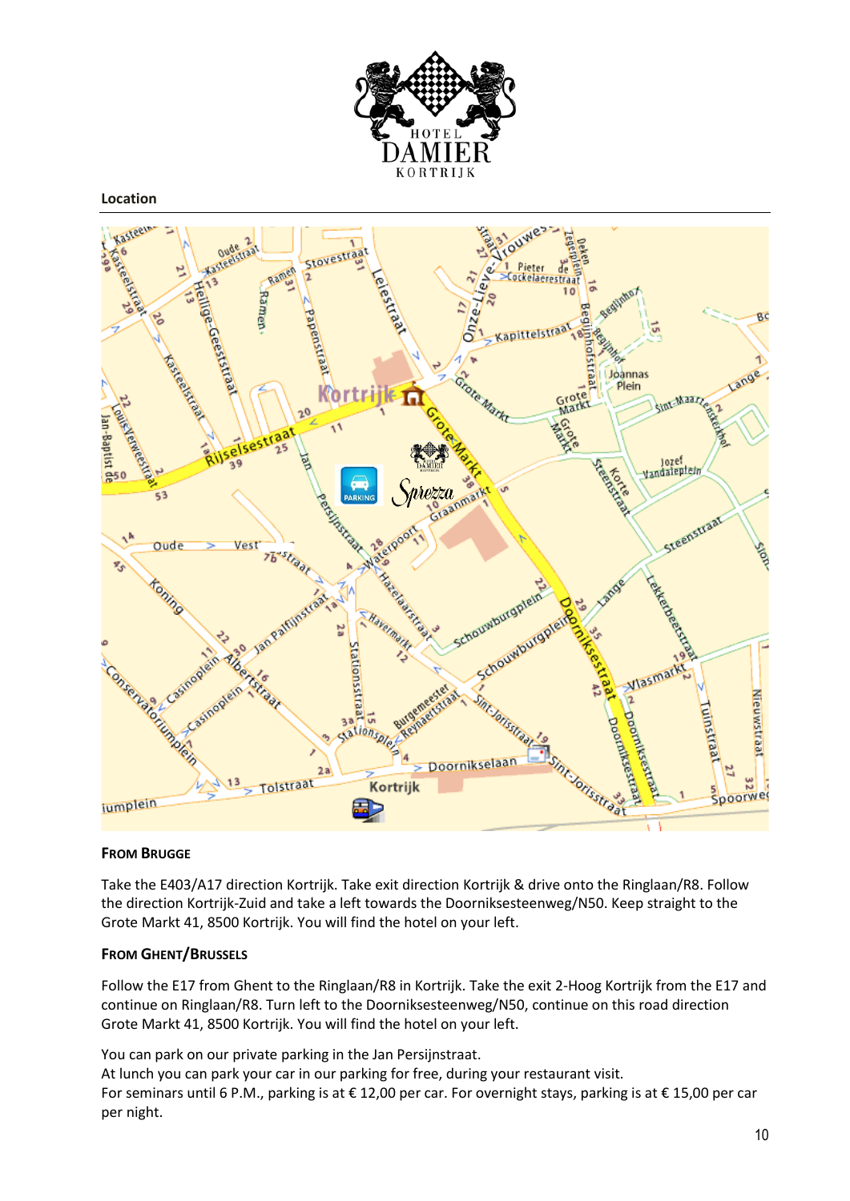**Location**

**FROM BRUGGE**

Take the E403/A17 direction Kortrijk. Take exit direction Kortrijk & drive onto the Ringlaan/R8. Follow the direction Kortrijk-Zuid and take a left towards the Doorniksesteenweg/N50. Keep straight to the Grote Markt 41, 8500 Kortrijk. You will find the hotel on your left.

**FROM GHENT/BRUSSELS**

Follow the E17 from Ghent to the Ringlaan/R8 in Kortrijk. Take the exit 2-Hoog Kortrijk from the E17 and continue on Ringlaan/R8. Turn left to the Doorniksesteenweg/N50, continue on this road direction Grote Markt 41, 8500 Kortrijk. You will find the hotel on your left.

You can park on our private parking in the Jan Persijnstraat.
At lunch you can park your car in our parking for free, during your restaurant visit.
For seminars until 6 P.M., parking is at € 12,00 per car. For overnight stays, parking is at € 15,00 per car per night.